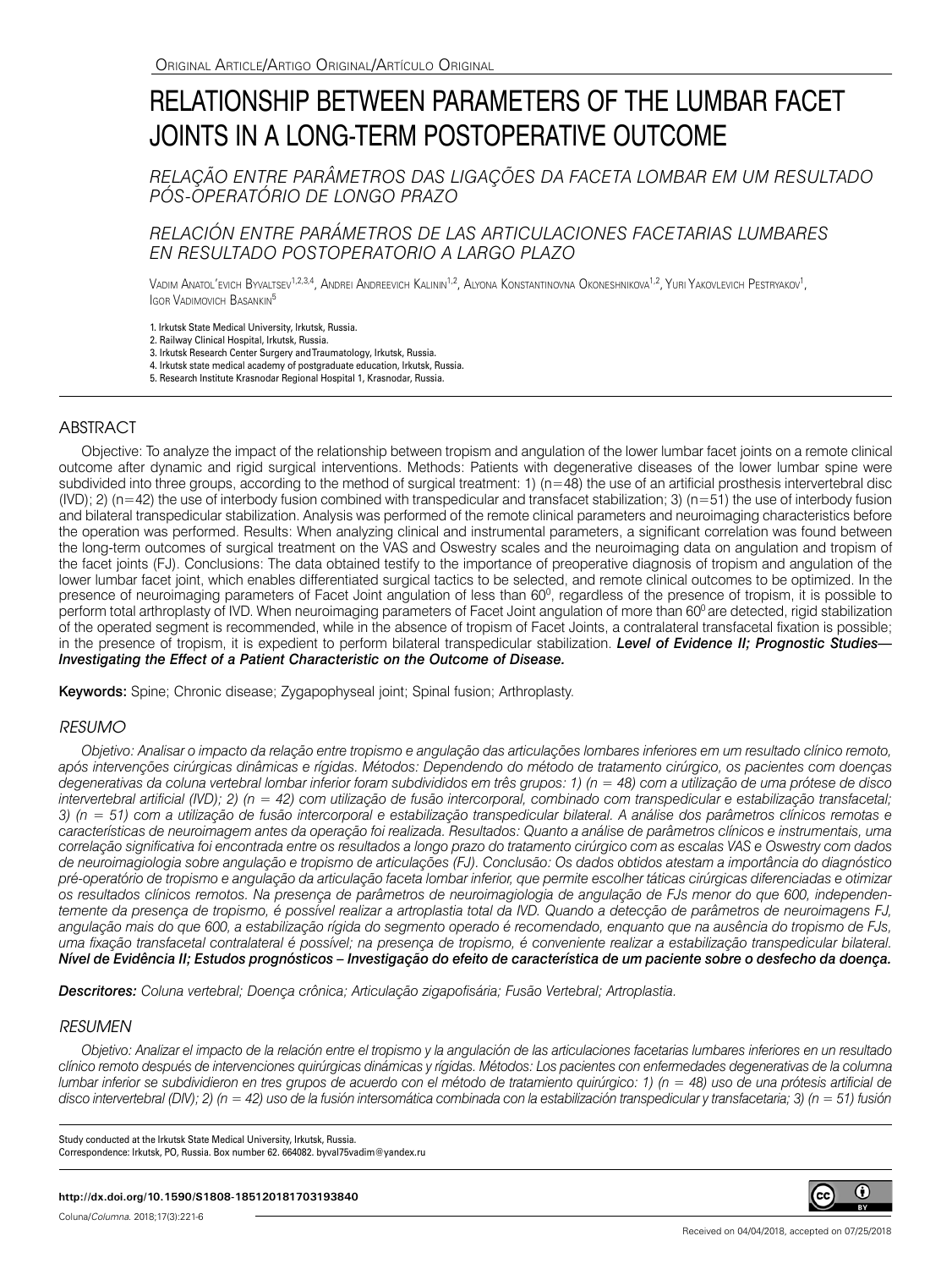ORIGINAL ARTICLE/ARTIGO ORIGINAL/ARTÍCULO ORIGINAL

# RELATIONSHIP BETWEEN PARAMETERS OF THE LUMBAR FACET JOINTS IN A LONG-TERM POSTOPERATIVE OUTCOME

*RELAÇÃO ENTRE PARÂMETROS DAS LIGAÇÕES DA FACETA LOMBAR EM UM RESULTADO PÓS-OPERATÓRIO DE LONGO PRAZO*

*RELACIÓN ENTRE PARÁMETROS DE LAS ARTICULACIONES FACETARIAS LUMBARES EN RESULTADO POSTOPERATORIO A LARGO PLAZO*

VADIM ANATOL'EVICH BYVALTSEV[1,2,3,4], ANDREI ANDREEVICH KALININ[1,2], ALYONA KONSTANTINOVNA OKONESHNIKOVA[1,2], YURI YAKOVLEVICH PESTRYAKOV[1], IGOR VADIMOVICH BASANKIN[5]

1. Irkutsk State Medical University, Irkutsk, Russia.
2. Railway Clinical Hospital, Irkutsk, Russia.
3. Irkutsk Research Center Surgery and Traumatology, Irkutsk, Russia.
4. Irkutsk state medical academy of postgraduate education, Irkutsk, Russia.
5. Research Institute Krasnodar Regional Hospital 1, Krasnodar, Russia.

## ABSTRACT

Objective: To analyze the impact of the relationship between tropism and angulation of the lower lumbar facet joints on a remote clinical outcome after dynamic and rigid surgical interventions. Methods: Patients with degenerative diseases of the lower lumbar spine were subdivided into three groups, according to the method of surgical treatment: 1) (n=48) the use of an artificial prosthesis intervertebral disc (IVD); 2) (n=42) the use of interbody fusion combined with transpedicular and transfacet stabilization; 3) (n=51) the use of interbody fusion and bilateral transpedicular stabilization. Analysis was performed of the remote clinical parameters and neuroimaging characteristics before the operation was performed. Results: When analyzing clinical and instrumental parameters, a significant correlation was found between the long-term outcomes of surgical treatment on the VAS and Oswestry scales and the neuroimaging data on angulation and tropism of the facet joints (FJ). Conclusions: The data obtained testify to the importance of preoperative diagnosis of tropism and angulation of the lower lumbar facet joint, which enables differentiated surgical tactics to be selected, and remote clinical outcomes to be optimized. In the presence of neuroimaging parameters of Facet Joint angulation of less than $60^0$, regardless of the presence of tropism, it is possible to perform total arthroplasty of IVD. When neuroimaging parameters of Facet Joint angulation of more than $60^0$ are detected, rigid stabilization of the operated segment is recommended, while in the absence of tropism of Facet Joints, a contralateral transfacetal fixation is possible; in the presence of tropism, it is expedient to perform bilateral transpedicular stabilization. ***Level of Evidence II; Prognostic Studies— Investigating the Effect of a Patient Characteristic on the Outcome of Disease.***

**Keywords:** Spine; Chronic disease; Zygapophyseal joint; Spinal fusion; Arthroplasty.

## *RESUMO*

*Objetivo: Analisar o impacto da relação entre tropismo e angulação das articulações lombares inferiores em um resultado clínico remoto, após intervenções cirúrgicas dinâmicas e rígidas. Métodos: Dependendo do método de tratamento cirúrgico, os pacientes com doenças degenerativas da coluna vertebral lombar inferior foram subdivididos em três grupos: 1) (n = 48) com a utilização de uma prótese de disco intervertebral artificial (IVD); 2) (n = 42) com utilização de fusão intercorporal, combinado com transpedicular e estabilização transfacetal; 3) (n = 51) com a utilização de fusão intercorporal e estabilização transpedicular bilateral. A análise dos parâmetros clínicos remotas e características de neuroimagem antes da operação foi realizada. Resultados: Quanto a análise de parâmetros clínicos e instrumentais, uma correlação significativa foi encontrada entre os resultados a longo prazo do tratamento cirúrgico com as escalas VAS e Oswestry com dados de neuroimagiologia sobre angulação e tropismo de articulações (FJ). Conclusão: Os dados obtidos atestam a importância do diagnóstico pré-operatório de tropismo e angulação da articulação faceta lombar inferior, que permite escolher táticas cirúrgicas diferenciadas e otimizar os resultados clínicos remotos. Na presença de parâmetros de neuroimagiologia de angulação de FJs menor do que 600, independentemente da presença de tropismo, é possível realizar a artroplastia total da IVD. Quando a detecção de parâmetros de neuroimagens FJ, angulação mais do que 600, a estabilização rígida do segmento operado é recomendado, enquanto que na ausência do tropismo de FJs, uma fixação transfacetal contralateral é possível; na presença de tropismo, é conveniente realizar a estabilização transpedicular bilateral.* ***Nível de Evidência II; Estudos prognósticos – Investigação do efeito de característica de um paciente sobre o desfecho da doença.***

***Descritores:*** *Coluna vertebral; Doença crônica; Articulação zigapofisária; Fusão Vertebral; Artroplastia.*

## *RESUMEN*

*Objetivo: Analizar el impacto de la relación entre el tropismo y la angulación de las articulaciones facetarias lumbares inferiores en un resultado clínico remoto después de intervenciones quirúrgicas dinámicas y rígidas. Métodos: Los pacientes con enfermedades degenerativas de la columna lumbar inferior se subdividieron en tres grupos de acuerdo con el método de tratamiento quirúrgico: 1) (n = 48) uso de una prótesis artificial de disco intervertebral (DIV); 2) (n = 42) uso de la fusión intersomática combinada con la estabilización transpedicular y transfacetaria; 3) (n = 51) fusión*

Study conducted at the Irkutsk State Medical University, Irkutsk, Russia.
Correspondence: Irkutsk, PO, Russia. Box number 62. 664082. byval75vadim@yandex.ru

**http://dx.doi.org/10.1590/S1808-185120181703193840**

Received on 04/04/2018, accepted on 07/25/2018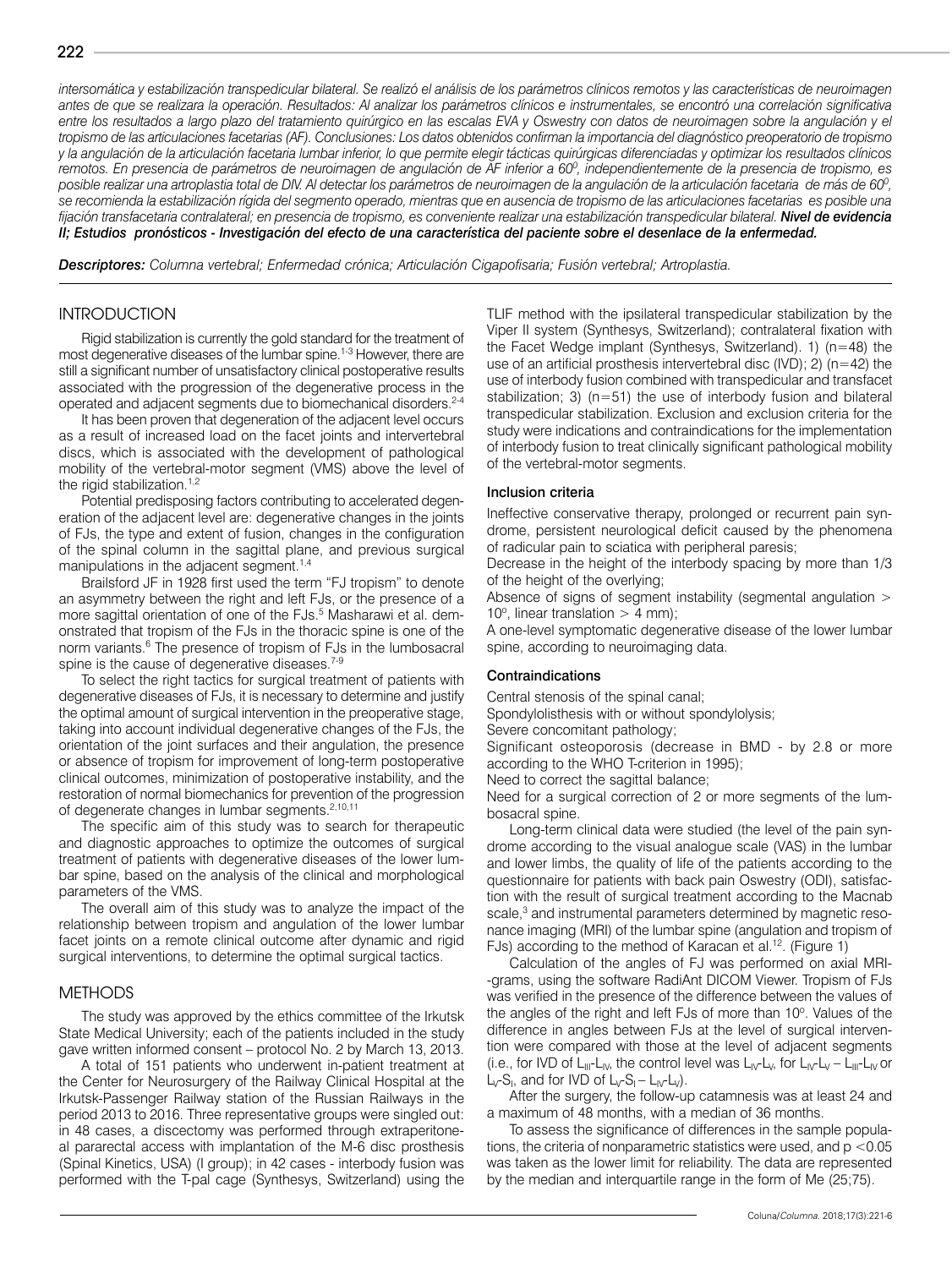*intersomática y estabilización transpedicular bilateral. Se realizó el análisis de los parámetros clínicos remotos y las características de neuroimagen antes de que se realizara la operación. Resultados: Al analizar los parámetros clínicos e instrumentales, se encontró una correlación significativa entre los resultados a largo plazo del tratamiento quirúrgico en las escalas EVA y Oswestry con datos de neuroimagen sobre la angulación y el tropismo de las articulaciones facetarias (AF). Conclusiones: Los datos obtenidos confirman la importancia del diagnóstico preoperatorio de tropismo y la angulación de la articulación facetaria lumbar inferior, lo que permite elegir tácticas quirúrgicas diferenciadas y optimizar los resultados clínicos remotos. En presencia de parámetros de neuroimagen de angulación de AF inferior a 60⁰, independientemente de la presencia de tropismo, es posible realizar una artroplastia total de DIV. Al detectar los parámetros de neuroimagen de la angulación de la articulación facetaria de más de 60⁰, se recomienda la estabilización rígida del segmento operado, mientras que en ausencia de tropismo de las articulaciones facetarias es posible una fijación transfacetaria contralateral; en presencia de tropismo, es conveniente realizar una estabilización transpedicular bilateral.* ***Nivel de evidencia II; Estudios pronósticos - Investigación del efecto de una característica del paciente sobre el desenlace de la enfermedad.***

***Descriptores:*** *Columna vertebral; Enfermedad crónica; Articulación Cigapofisaria; Fusión vertebral; Artroplastia.*

## INTRODUCTION

Rigid stabilization is currently the gold standard for the treatment of most degenerative diseases of the lumbar spine.[1-3] However, there are still a significant number of unsatisfactory clinical postoperative results associated with the progression of the degenerative process in the operated and adjacent segments due to biomechanical disorders.[2-4]

It has been proven that degeneration of the adjacent level occurs as a result of increased load on the facet joints and intervertebral discs, which is associated with the development of pathological mobility of the vertebral-motor segment (VMS) above the level of the rigid stabilization.[1,2]

Potential predisposing factors contributing to accelerated degeneration of the adjacent level are: degenerative changes in the joints of FJs, the type and extent of fusion, changes in the configuration of the spinal column in the sagittal plane, and previous surgical manipulations in the adjacent segment.[1,4]

Brailsford JF in 1928 first used the term "FJ tropism" to denote an asymmetry between the right and left FJs, or the presence of a more sagittal orientation of one of the FJs.[5] Masharawi et al. demonstrated that tropism of the FJs in the thoracic spine is one of the norm variants.[6] The presence of tropism of FJs in the lumbosacral spine is the cause of degenerative diseases.[7-9]

To select the right tactics for surgical treatment of patients with degenerative diseases of FJs, it is necessary to determine and justify the optimal amount of surgical intervention in the preoperative stage, taking into account individual degenerative changes of the FJs, the orientation of the joint surfaces and their angulation, the presence or absence of tropism for improvement of long-term postoperative clinical outcomes, minimization of postoperative instability, and the restoration of normal biomechanics for prevention of the progression of degenerate changes in lumbar segments.[2,10,11]

The specific aim of this study was to search for therapeutic and diagnostic approaches to optimize the outcomes of surgical treatment of patients with degenerative diseases of the lower lumbar spine, based on the analysis of the clinical and morphological parameters of the VMS.

The overall aim of this study was to analyze the impact of the relationship between tropism and angulation of the lower lumbar facet joints on a remote clinical outcome after dynamic and rigid surgical interventions, to determine the optimal surgical tactics.

## METHODS

The study was approved by the ethics committee of the Irkutsk State Medical University; each of the patients included in the study gave written informed consent – protocol No. 2 by March 13, 2013.

A total of 151 patients who underwent in-patient treatment at the Center for Neurosurgery of the Railway Clinical Hospital at the Irkutsk-Passenger Railway station of the Russian Railways in the period 2013 to 2016. Three representative groups were singled out: in 48 cases, a discectomy was performed through extraperitoneal pararectal access with implantation of the M-6 disc prosthesis (Spinal Kinetics, USA) (I group); in 42 cases - interbody fusion was performed with the T-pal cage (Synthesys, Switzerland) using the TLIF method with the ipsilateral transpedicular stabilization by the Viper II system (Synthesys, Switzerland); contralateral fixation with the Facet Wedge implant (Synthesys, Switzerland). 1) (n=48) the use of an artificial prosthesis intervertebral disc (IVD); 2) (n=42) the use of interbody fusion combined with transpedicular and transfacet stabilization; 3) (n=51) the use of interbody fusion and bilateral transpedicular stabilization. Exclusion and exclusion criteria for the study were indications and contraindications for the implementation of interbody fusion to treat clinically significant pathological mobility of the vertebral-motor segments.

### Inclusion criteria

Ineffective conservative therapy, prolonged or recurrent pain syndrome, persistent neurological deficit caused by the phenomena of radicular pain to sciatica with peripheral paresis;

Decrease in the height of the interbody spacing by more than 1/3 of the height of the overlying;

Absence of signs of segment instability (segmental angulation > 10°, linear translation > 4 mm);

A one-level symptomatic degenerative disease of the lower lumbar spine, according to neuroimaging data.

### Contraindications

Central stenosis of the spinal canal;

Spondylolisthesis with or without spondylolysis;

Severe concomitant pathology;

Significant osteoporosis (decrease in BMD - by 2.8 or more according to the WHO T-criterion in 1995);

Need to correct the sagittal balance;

Need for a surgical correction of 2 or more segments of the lumbosacral spine.

Long-term clinical data were studied (the level of the pain syndrome according to the visual analogue scale (VAS) in the lumbar and lower limbs, the quality of life of the patients according to the questionnaire for patients with back pain Oswestry (ODI), satisfaction with the result of surgical treatment according to the Macnab scale,[3] and instrumental parameters determined by magnetic resonance imaging (MRI) of the lumbar spine (angulation and tropism of FJs) according to the method of Karacan et al.[12]. (Figure 1)

Calculation of the angles of FJ was performed on axial MRI-grams, using the software RadiAnt DICOM Viewer. Tropism of FJs was verified in the presence of the difference between the values of the angles of the right and left FJs of more than 10°. Values of the difference in angles between FJs at the level of surgical intervention were compared with those at the level of adjacent segments (i.e., for IVD of $L_{III}$-$L_{IV}$, the control level was $L_{IV}$-$L_{V}$, for $L_{IV}$-$L_{V}$ – $L_{III}$-$L_{IV}$ or $L_{V}$-$S_{I}$, and for IVD of $L_{V}$-$S_{I}$ – $L_{IV}$-$L_{V}$).

After the surgery, the follow-up catamnesis was at least 24 and a maximum of 48 months, with a median of 36 months.

To assess the significance of differences in the sample populations, the criteria of nonparametric statistics were used, and $p < 0.05$ was taken as the lower limit for reliability. The data are represented by the median and interquartile range in the form of Me (25;75).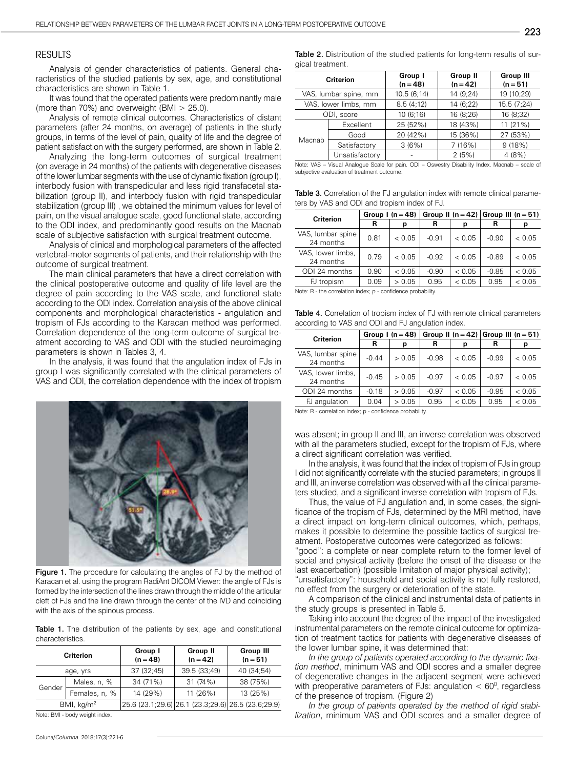## RESULTS

Analysis of gender characteristics of patients. General characteristics of the studied patients by sex, age, and constitutional characteristics are shown in Table 1.

It was found that the operated patients were predominantly male (more than 70%) and overweight (BMI > 25.0).

Analysis of remote clinical outcomes. Characteristics of distant parameters (after 24 months, on average) of patients in the study groups, in terms of the level of pain, quality of life and the degree of patient satisfaction with the surgery performed, are shown in Table 2.

Analyzing the long-term outcomes of surgical treatment (on average in 24 months) of the patients with degenerative diseases of the lower lumbar segments with the use of dynamic fixation (group I), interbody fusion with transpedicular and less rigid transfacetal stabilization (group II), and interbody fusion with rigid transpedicular stabilization (group III) , we obtained the minimum values for level of pain, on the visual analogue scale, good functional state, according to the ODI index, and predominantly good results on the Macnab scale of subjective satisfaction with surgical treatment outcome.

Analysis of clinical and morphological parameters of the affected vertebral-motor segments of patients, and their relationship with the outcome of surgical treatment.

The main clinical parameters that have a direct correlation with the clinical postoperative outcome and quality of life level are the degree of pain according to the VAS scale, and functional state according to the ODI index. Correlation analysis of the above clinical components and morphological characteristics - angulation and tropism of FJs according to the Karacan method was performed. Correlation dependence of the long-term outcome of surgical treatment according to VAS and ODI with the studied neuroimaging parameters is shown in Tables 3, 4.

In the analysis, it was found that the angulation index of FJs in group I was significantly correlated with the clinical parameters of VAS and ODI, the correlation dependence with the index of tropism was absent; in group II and III, an inverse correlation was observed with all the parameters studied, except for the tropism of FJs, where a direct significant correlation was verified.

In the analysis, it was found that the index of tropism of FJs in group I did not significantly correlate with the studied parameters; in groups II and III, an inverse correlation was observed with all the clinical parameters studied, and a significant inverse correlation with tropism of FJs.

Thus, the value of FJ angulation and, in some cases, the significance of the tropism of FJs, determined by the MRI method, have a direct impact on long-term clinical outcomes, which, perhaps, makes it possible to determine the possible tactics of surgical treatment. Postoperative outcomes were categorized as follows:

"good": a complete or near complete return to the former level of social and physical activity (before the onset of the disease or the last exacerbation) (possible limitation of major physical activity);

"unsatisfactory": household and social activity is not fully restored, no effect from the surgery or deterioration of the state.

A comparison of the clinical and instrumental data of patients in the study groups is presented in Table 5.

Taking into account the degree of the impact of the investigated instrumental parameters on the remote clinical outcome for optimization of treatment tactics for patients with degenerative diseases of the lower lumbar spine, it was determined that:

*In the group of patients operated according to the dynamic fixation method*, minimum VAS and ODI scores and a smaller degree of degenerative changes in the adjacent segment were achieved with preoperative parameters of FJs: angulation < 60$^0$, regardless of the presence of tropism. (Figure 2)

*In the group of patients operated by the method of rigid stabilization*, minimum VAS and ODI scores and a smaller degree of

Figure 1. The procedure for calculating the angles of FJ by the method of Karacan et al. using the program RadiAnt DICOM Viewer: the angle of FJs is formed by the intersection of the lines drawn through the middle of the articular cleft of FJs and the line drawn through the center of the IVD and coinciding with the axis of the spinous process.

Table 1. The distribution of the patients by sex, age, and constitutional characteristics.

| Criterion | | Group I (n = 48) | Group II (n = 42) | Group III (n = 51) |
|---|---|---|---|---|
| age, yrs | | 37 (32;45) | 39.5 (33;49) | 40 (34;54) |
| Gender | Males, n, % | 34 (71%) | 31 (74%) | 38 (75%) |
| | Females, n, % | 14 (29%) | 11 (26%) | 13 (25%) |
| BMI, kg/m$^2$ | | 25.6 (23.1;29.6) | 26.1 (23.3;29.6) | 26.5 (23.6;29.9) |

Note: BMI - body weight index.

Table 2. Distribution of the studied patients for long-term results of surgical treatment.

| Criterion | | Group I (n = 48) | Group II (n = 42) | Group III (n = 51) |
|---|---|---|---|---|
| VAS, lumbar spine, mm | | 10.5 (6;14) | 14 (9;24) | 19 (10;29) |
| VAS, lower limbs, mm | | 8.5 (4;12) | 14 (6;22) | 15.5 (7;24) |
| ODI, score | | 10 (6;16) | 16 (8;26) | 16 (8;32) |
| Macnab | Excellent | 25 (52%) | 18 (43%) | 11 (21%) |
| | Good | 20 (42%) | 15 (36%) | 27 (53%) |
| | Satisfactory | 3 (6%) | 7 (16%) | 9 (18%) |
| | Unsatisfactory | - | 2 (5%) | 4 (8%) |

Note: VAS – Visual Analogue Scale for pain. ODI – Oswestry Disability Index. Macnab – scale of subjective evaluation of treatment outcome.

Table 3. Correlation of the FJ angulation index with remote clinical parameters by VAS and ODI and tropism index of FJ.

| Criterion | Group I (n = 48) | | Group II (n = 42) | | Group III (n = 51) | |
|---|---|---|---|---|---|---|
| | R | p | R | p | R | p |
| VAS, lumbar spine 24 months | 0.81 | < 0.05 | -0.91 | < 0.05 | -0.90 | < 0.05 |
| VAS, lower limbs, 24 months | 0.79 | < 0.05 | -0.92 | < 0.05 | -0.89 | < 0.05 |
| ODI 24 months | 0.90 | < 0.05 | -0.90 | < 0.05 | -0.85 | < 0.05 |
| FJ tropism | 0.09 | > 0.05 | 0.95 | < 0.05 | 0.95 | < 0.05 |

Note: R - the correlation index; p - confidence probability.

Table 4. Correlation of tropism index of FJ with remote clinical parameters according to VAS and ODI and FJ angulation index.

| Criterion | Group I (n = 48) | | Group II (n = 42) | | Group III (n = 51) | |
|---|---|---|---|---|---|---|
| | R | p | R | p | R | p |
| VAS, lumbar spine 24 months | -0.44 | > 0.05 | -0.98 | < 0.05 | -0.99 | < 0.05 |
| VAS, lower limbs, 24 months | -0.45 | > 0.05 | -0.97 | < 0.05 | -0.97 | < 0.05 |
| ODI 24 months | -0.18 | > 0.05 | -0.97 | < 0.05 | -0.95 | < 0.05 |
| FJ angulation | 0.04 | > 0.05 | 0.95 | < 0.05 | 0.95 | < 0.05 |

Note: R - correlation index; p - confidence probability.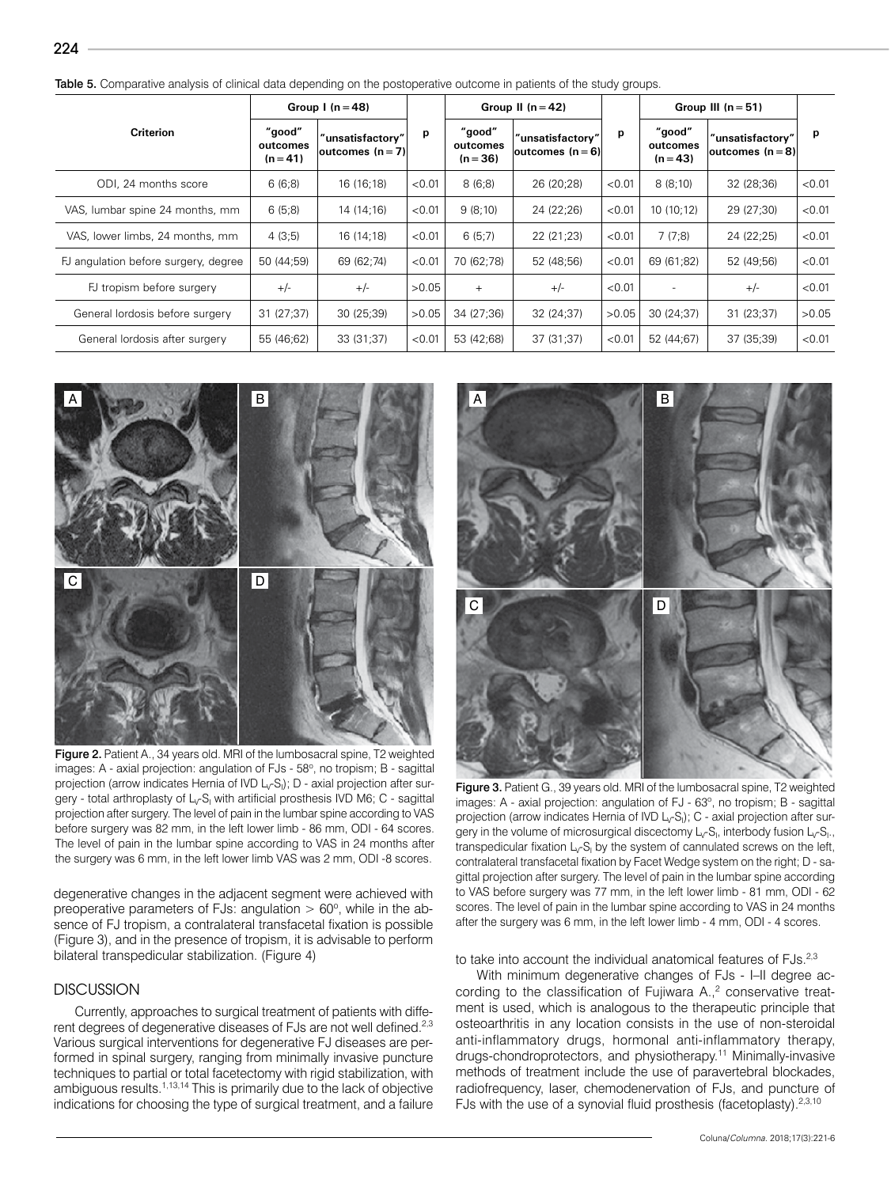**Table 5.** Comparative analysis of clinical data depending on the postoperative outcome in patients of the study groups.

| Criterion | Group I (n=48) | | | Group II (n=42) | | | Group III (n=51) | | |
|---|---|---|---|---|---|---|---|---|---|
| | "good" outcomes (n=41) | "unsatisfactory" outcomes (n=7) | p | "good" outcomes (n=36) | "unsatisfactory" outcomes (n=6) | p | "good" outcomes (n=43) | "unsatisfactory" outcomes (n=8) | p |
| ODI, 24 months score | 6 (6;8) | 16 (16;18) | <0.01 | 8 (6;8) | 26 (20;28) | <0.01 | 8 (8;10) | 32 (28;36) | <0.01 |
| VAS, lumbar spine 24 months, mm | 6 (5;8) | 14 (14;16) | <0.01 | 9 (8;10) | 24 (22;26) | <0.01 | 10 (10;12) | 29 (27;30) | <0.01 |
| VAS, lower limbs, 24 months, mm | 4 (3;5) | 16 (14;18) | <0.01 | 6 (5;7) | 22 (21;23) | <0.01 | 7 (7;8) | 24 (22;25) | <0.01 |
| FJ angulation before surgery, degree | 50 (44;59) | 69 (62;74) | <0.01 | 70 (62;78) | 52 (48;56) | <0.01 | 69 (61;82) | 52 (49;56) | <0.01 |
| FJ tropism before surgery | +/- | +/- | >0.05 | + | +/- | <0.01 | - | +/- | <0.01 |
| General lordosis before surgery | 31 (27;37) | 30 (25;39) | >0.05 | 34 (27;36) | 32 (24;37) | >0.05 | 30 (24;37) | 31 (23;37) | >0.05 |
| General lordosis after surgery | 55 (46;62) | 33 (31;37) | <0.01 | 53 (42;68) | 37 (31;37) | <0.01 | 52 (44;67) | 37 (35;39) | <0.01 |

**Figure 2.** Patient A., 34 years old. MRI of the lumbosacral spine, T2 weighted images: A - axial projection: angulation of FJs - 58°, no tropism; B - sagittal projection (arrow indicates Hernia of IVD $L_V$-$S_I$); D - axial projection after surgery - total arthroplasty of $L_V$-$S_I$ with artificial prosthesis IVD M6; C - sagittal projection after surgery. The level of pain in the lumbar spine according to VAS before surgery was 82 mm, in the left lower limb - 86 mm, ODI - 64 scores. The level of pain in the lumbar spine according to VAS in 24 months after the surgery was 6 mm, in the left lower limb VAS was 2 mm, ODI -8 scores.

degenerative changes in the adjacent segment were achieved with preoperative parameters of FJs: angulation > 60°, while in the absence of FJ tropism, a contralateral transfacetal fixation is possible (Figure 3), and in the presence of tropism, it is advisable to perform bilateral transpedicular stabilization. (Figure 4)

## DISCUSSION

Currently, approaches to surgical treatment of patients with different degrees of degenerative diseases of FJs are not well defined.[2,3] Various surgical interventions for degenerative FJ diseases are performed in spinal surgery, ranging from minimally invasive puncture techniques to partial or total facetectomy with rigid stabilization, with ambiguous results.[1,13,14] This is primarily due to the lack of objective indications for choosing the type of surgical treatment, and a failure to take into account the individual anatomical features of FJs.[2,3]

**Figure 3.** Patient G., 39 years old. MRI of the lumbosacral spine, T2 weighted images: A - axial projection: angulation of FJ - 63°, no tropism; B - sagittal projection (arrow indicates Hernia of IVD $L_V$-$S_I$); C - axial projection after surgery in the volume of microsurgical discectomy $L_V$-$S_I$, interbody fusion $L_V$-$S_I$, transpedicular fixation $L_V$-$S_I$ by the system of cannulated screws on the left, contralateral transfacetal fixation by Facet Wedge system on the right; D - sagittal projection after surgery. The level of pain in the lumbar spine according to VAS before surgery was 77 mm, in the left lower limb - 81 mm, ODI - 62 scores. The level of pain in the lumbar spine according to VAS in 24 months after the surgery was 6 mm, in the left lower limb - 4 mm, ODI - 4 scores.

With minimum degenerative changes of FJs - I–II degree according to the classification of Fujiwara A.,[2] conservative treatment is used, which is analogous to the therapeutic principle that osteoarthritis in any location consists in the use of non-steroidal anti-inflammatory drugs, hormonal anti-inflammatory therapy, drugs-chondroprotectors, and physiotherapy.[11] Minimally-invasive methods of treatment include the use of paravertebral blockades, radiofrequency, laser, chemodenervation of FJs, and puncture of FJs with the use of a synovial fluid prosthesis (facetoplasty).[2,3,10]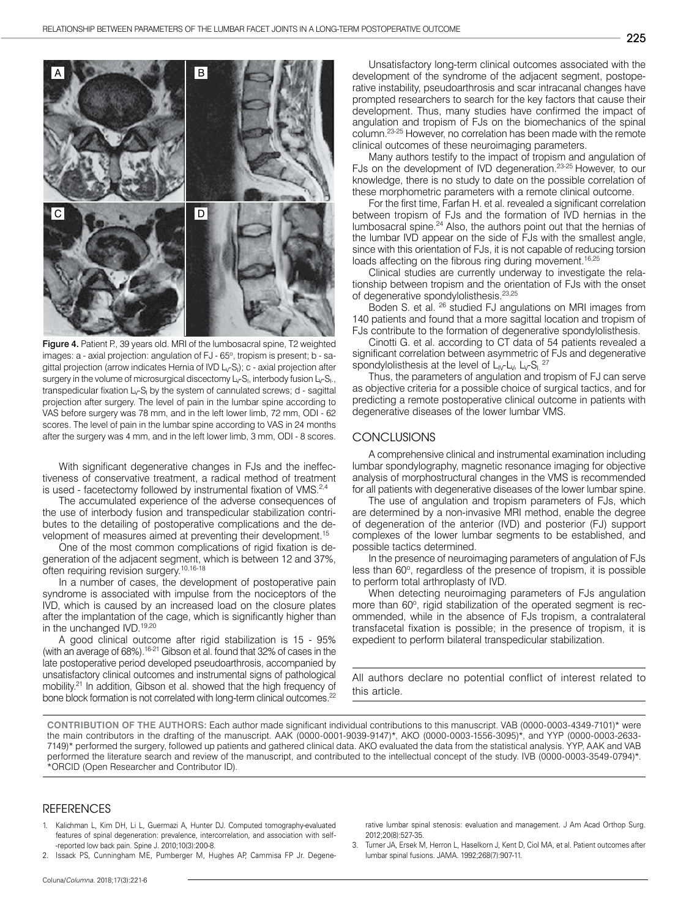Figure 4. Patient P., 39 years old. MRI of the lumbosacral spine, T2 weighted images: a - axial projection: angulation of FJ - 65º, tropism is present; b - sagittal projection (arrow indicates Hernia of IVD $L_V$-$S_I$); c - axial projection after surgery in the volume of microsurgical discectomy $L_V$-$S_I$, interbody fusion $L_V$-$S_I$, transpedicular fixation $L_V$-$S_I$ by the system of cannulated screws; d - sagittal projection after surgery. The level of pain in the lumbar spine according to VAS before surgery was 78 mm, and in the left lower limb, 72 mm, ODI - 62 scores. The level of pain in the lumbar spine according to VAS in 24 months after the surgery was 4 mm, and in the left lower limb, 3 mm, ODI - 8 scores.

With significant degenerative changes in FJs and the ineffectiveness of conservative treatment, a radical method of treatment is used - facetectomy followed by instrumental fixation of VMS.[2,4]

The accumulated experience of the adverse consequences of the use of interbody fusion and transpedicular stabilization contributes to the detailing of postoperative complications and the development of measures aimed at preventing their development.[15]

One of the most common complications of rigid fixation is degeneration of the adjacent segment, which is between 12 and 37%, often requiring revision surgery.[10,16-18]

In a number of cases, the development of postoperative pain syndrome is associated with impulse from the nociceptors of the IVD, which is caused by an increased load on the closure plates after the implantation of the cage, which is significantly higher than in the unchanged IVD.[19,20]

A good clinical outcome after rigid stabilization is 15 - 95% (with an average of 68%).[16-21] Gibson et al. found that 32% of cases in the late postoperative period developed pseudoarthrosis, accompanied by unsatisfactory clinical outcomes and instrumental signs of pathological mobility.[21] In addition, Gibson et al. showed that the high frequency of bone block formation is not correlated with long-term clinical outcomes.[22]

Unsatisfactory long-term clinical outcomes associated with the development of the syndrome of the adjacent segment, postoperative instability, pseudoarthrosis and scar intracanal changes have prompted researchers to search for the key factors that cause their development. Thus, many studies have confirmed the impact of angulation and tropism of FJs on the biomechanics of the spinal column.[23-25] However, no correlation has been made with the remote clinical outcomes of these neuroimaging parameters.

Many authors testify to the impact of tropism and angulation of FJs on the development of IVD degeneration.[23-25] However, to our knowledge, there is no study to date on the possible correlation of these morphometric parameters with a remote clinical outcome.

For the first time, Farfan H. et al. revealed a significant correlation between tropism of FJs and the formation of IVD hernias in the lumbosacral spine.[24] Also, the authors point out that the hernias of the lumbar IVD appear on the side of FJs with the smallest angle, since with this orientation of FJs, it is not capable of reducing torsion loads affecting on the fibrous ring during movement.[16,25]

Clinical studies are currently underway to investigate the relationship between tropism and the orientation of FJs with the onset of degenerative spondylolisthesis.[23,25]

Boden S. et al. [26] studied FJ angulations on MRI images from 140 patients and found that a more sagittal location and tropism of FJs contribute to the formation of degenerative spondylolisthesis.

Cinotti G. et al. according to CT data of 54 patients revealed a significant correlation between asymmetric of FJs and degenerative spondylolisthesis at the level of $L_{IV}$-$L_V$, $L_V$-$S_I$.[27]

Thus, the parameters of angulation and tropism of FJ can serve as objective criteria for a possible choice of surgical tactics, and for predicting a remote postoperative clinical outcome in patients with degenerative diseases of the lower lumbar VMS.

## CONCLUSIONS

A comprehensive clinical and instrumental examination including lumbar spondylography, magnetic resonance imaging for objective analysis of morphostructural changes in the VMS is recommended for all patients with degenerative diseases of the lower lumbar spine.

The use of angulation and tropism parameters of FJs, which are determined by a non-invasive MRI method, enable the degree of degeneration of the anterior (IVD) and posterior (FJ) support complexes of the lower lumbar segments to be established, and possible tactics determined.

In the presence of neuroimaging parameters of angulation of FJs less than 60º, regardless of the presence of tropism, it is possible to perform total arthroplasty of IVD.

When detecting neuroimaging parameters of FJs angulation more than 60º, rigid stabilization of the operated segment is recommended, while in the absence of FJs tropism, a contralateral transfacetal fixation is possible; in the presence of tropism, it is expedient to perform bilateral transpedicular stabilization.

All authors declare no potential conflict of interest related to this article.

**CONTRIBUTION OF THE AUTHORS:** Each author made significant individual contributions to this manuscript. VAB (0000-0003-4349-7101)* were the main contributors in the drafting of the manuscript. AAK (0000-0001-9039-9147)*, AKO (0000-0003-1556-3095)*, and YYP (0000-0003-2633-7149)* performed the surgery, followed up patients and gathered clinical data. AKO evaluated the data from the statistical analysis. YYP, AAK and VAB performed the literature search and review of the manuscript, and contributed to the intellectual concept of the study. IVB (0000-0003-3549-0794)*. *ORCID (Open Researcher and Contributor ID).

## REFERENCES

1. Kalichman L, Kim DH, Li L, Guermazi A, Hunter DJ. Computed tomography-evaluated features of spinal degeneration: prevalence, intercorrelation, and association with self-reported low back pain. Spine J. 2010;10(3):200-8.
2. Issack PS, Cunningham ME, Pumberger M, Hughes AP, Cammisa FP Jr. Degenerative lumbar spinal stenosis: evaluation and management. J Am Acad Orthop Surg. 2012;20(8):527-35.
3. Turner JA, Ersek M, Herron L, Haselkorn J, Kent D, Ciol MA, et al. Patient outcomes after lumbar spinal fusions. JAMA. 1992;268(7):907-11.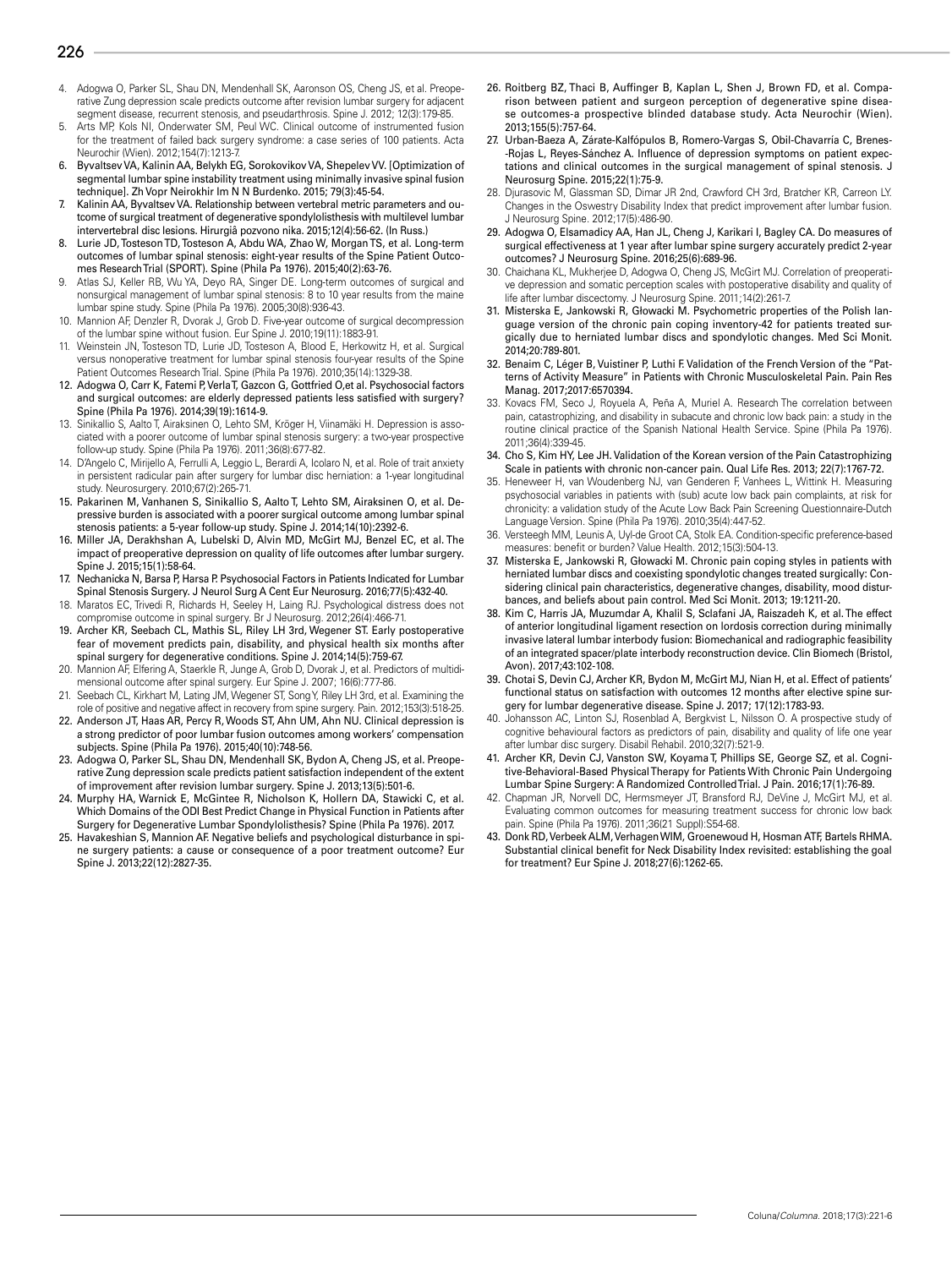4. Adogwa O, Parker SL, Shau DN, Mendenhall SK, Aaronson OS, Cheng JS, et al. Preoperative Zung depression scale predicts outcome after revision lumbar surgery for adjacent segment disease, recurrent stenosis, and pseudarthrosis. Spine J. 2012; 12(3):179-85.
5. Arts MP, Kols NI, Onderwater SM, Peul WC. Clinical outcome of instrumented fusion for the treatment of failed back surgery syndrome: a case series of 100 patients. Acta Neurochir (Wien). 2012;154(7):1213-7.
6. Byvaltsev VA, Kalinin AA, Belykh EG, Sorokovikov VA, Shepelev VV. [Optimization of segmental lumbar spine instability treatment using minimally invasive spinal fusion technique]. Zh Vopr Neirokhir Im N N Burdenko. 2015; 79(3):45-54.
7. Kalinin AA, Byvaltsev VA. Relationship between vertebral metric parameters and outcome of surgical treatment of degenerative spondylolisthesis with multilevel lumbar intervertebral disc lesions. Hirurgiâ pozvono nika. 2015;12(4):56-62. (In Russ.)
8. Lurie JD, Tosteson TD, Tosteson A, Abdu WA, Zhao W, Morgan TS, et al. Long-term outcomes of lumbar spinal stenosis: eight-year results of the Spine Patient Outcomes Research Trial (SPORT). Spine (Phila Pa 1976). 2015;40(2):63-76.
9. Atlas SJ, Keller RB, Wu YA, Deyo RA, Singer DE. Long-term outcomes of surgical and nonsurgical management of lumbar spinal stenosis: 8 to 10 year results from the maine lumbar spine study. Spine (Phila Pa 1976). 2005;30(8):936-43.
10. Mannion AF, Denzler R, Dvorak J, Grob D. Five-year outcome of surgical decompression of the lumbar spine without fusion. Eur Spine J. 2010;19(11):1883-91.
11. Weinstein JN, Tosteson TD, Lurie JD, Tosteson A, Blood E, Herkowitz H, et al. Surgical versus nonoperative treatment for lumbar spinal stenosis four-year results of the Spine Patient Outcomes Research Trial. Spine (Phila Pa 1976). 2010;35(14):1329-38.
12. Adogwa O, Carr K, Fatemi P, Verla T, Gazcon G, Gottfried O,et al. Psychosocial factors and surgical outcomes: are elderly depressed patients less satisfied with surgery? Spine (Phila Pa 1976). 2014;39(19):1614-9.
13. Sinikallio S, Aalto T, Airaksinen O, Lehto SM, Kröger H, Viinamäki H. Depression is associated with a poorer outcome of lumbar spinal stenosis surgery: a two-year prospective follow-up study. Spine (Phila Pa 1976). 2011;36(8):677-82.
14. D'Angelo C, Mirijello A, Ferrulli A, Leggio L, Berardi A, Icolaro N, et al. Role of trait anxiety in persistent radicular pain after surgery for lumbar disc herniation: a 1-year longitudinal study. Neurosurgery. 2010;67(2):265-71.
15. Pakarinen M, Vanhanen S, Sinikallio S, Aalto T, Lehto SM, Airaksinen O, et al. Depressive burden is associated with a poorer surgical outcome among lumbar spinal stenosis patients: a 5-year follow-up study. Spine J. 2014;14(10):2392-6.
16. Miller JA, Derakhshan A, Lubelski D, Alvin MD, McGirt MJ, Benzel EC, et al. The impact of preoperative depression on quality of life outcomes after lumbar surgery. Spine J. 2015;15(1):58-64.
17. Nechanicka N, Barsa P, Harsa P. Psychosocial Factors in Patients Indicated for Lumbar Spinal Stenosis Surgery. J Neurol Surg A Cent Eur Neurosurg. 2016;77(5):432-40.
18. Maratos EC, Trivedi R, Richards H, Seeley H, Laing RJ. Psychological distress does not compromise outcome in spinal surgery. Br J Neurosurg. 2012;26(4):466-71.
19. Archer KR, Seebach CL, Mathis SL, Riley LH 3rd, Wegener ST. Early postoperative fear of movement predicts pain, disability, and physical health six months after spinal surgery for degenerative conditions. Spine J. 2014;14(5):759-67.
20. Mannion AF, Elfering A, Staerkle R, Junge A, Grob D, Dvorak J, et al. Predictors of multidimensional outcome after spinal surgery. Eur Spine J. 2007; 16(6):777-86.
21. Seebach CL, Kirkhart M, Lating JM, Wegener ST, Song Y, Riley LH 3rd, et al. Examining the role of positive and negative affect in recovery from spine surgery. Pain. 2012;153(3):518-25.
22. Anderson JT, Haas AR, Percy R, Woods ST, Ahn UM, Ahn NU. Clinical depression is a strong predictor of poor lumbar fusion outcomes among workers' compensation subjects. Spine (Phila Pa 1976). 2015;40(10):748-56.
23. Adogwa O, Parker SL, Shau DN, Mendenhall SK, Bydon A, Cheng JS, et al. Preoperative Zung depression scale predicts patient satisfaction independent of the extent of improvement after revision lumbar surgery. Spine J. 2013;13(5):501-6.
24. Murphy HA, Warnick E, McGintee R, Nicholson K, Hollern DA, Stawicki C, et al. Which Domains of the ODI Best Predict Change in Physical Function in Patients after Surgery for Degenerative Lumbar Spondylolisthesis? Spine (Phila Pa 1976). 2017.
25. Havakeshian S, Mannion AF. Negative beliefs and psychological disturbance in spine surgery patients: a cause or consequence of a poor treatment outcome? Eur Spine J. 2013;22(12):2827-35.
26. Roitberg BZ, Thaci B, Auffinger B, Kaplan L, Shen J, Brown FD, et al. Comparison between patient and surgeon perception of degenerative spine disease outcomes-a prospective blinded database study. Acta Neurochir (Wien). 2013;155(5):757-64.
27. Urban-Baeza A, Zárate-Kalfópulos B, Romero-Vargas S, Obil-Chavarría C, Brenes-Rojas L, Reyes-Sánchez A. Influence of depression symptoms on patient expectations and clinical outcomes in the surgical management of spinal stenosis. J Neurosurg Spine. 2015;22(1):75-9.
28. Djurasovic M, Glassman SD, Dimar JR 2nd, Crawford CH 3rd, Bratcher KR, Carreon LY. Changes in the Oswestry Disability Index that predict improvement after lumbar fusion. J Neurosurg Spine. 2012;17(5):486-90.
29. Adogwa O, Elsamadicy AA, Han JL, Cheng J, Karikari I, Bagley CA. Do measures of surgical effectiveness at 1 year after lumbar spine surgery accurately predict 2-year outcomes? J Neurosurg Spine. 2016;25(6):689-96.
30. Chaichana KL, Mukherjee D, Adogwa O, Cheng JS, McGirt MJ. Correlation of preoperative depression and somatic perception scales with postoperative disability and quality of life after lumbar discectomy. J Neurosurg Spine. 2011;14(2):261-7.
31. Misterska E, Jankowski R, Głowacki M. Psychometric properties of the Polish language version of the chronic pain coping inventory-42 for patients treated surgically due to herniated lumbar discs and spondylotic changes. Med Sci Monit. 2014;20:789-801.
32. Benaim C, Léger B, Vuistiner P, Luthi F. Validation of the French Version of the "Patterns of Activity Measure" in Patients with Chronic Musculoskeletal Pain. Pain Res Manag. 2017;2017:6570394.
33. Kovacs FM, Seco J, Royuela A, Peña A, Muriel A. Research The correlation between pain, catastrophizing, and disability in subacute and chronic low back pain: a study in the routine clinical practice of the Spanish National Health Service. Spine (Phila Pa 1976). 2011;36(4):339-45.
34. Cho S, Kim HY, Lee JH. Validation of the Korean version of the Pain Catastrophizing Scale in patients with chronic non-cancer pain. Qual Life Res. 2013; 22(7):1767-72.
35. Heneweer H, van Woudenberg NJ, van Genderen F, Vanhees L, Wittink H. Measuring psychosocial variables in patients with (sub) acute low back pain complaints, at risk for chronicity: a validation study of the Acute Low Back Pain Screening Questionnaire-Dutch Language Version. Spine (Phila Pa 1976). 2010;35(4):447-52.
36. Versteegh MM, Leunis A, Uyl-de Groot CA, Stolk EA. Condition-specific preference-based measures: benefit or burden? Value Health. 2012;15(3):504-13.
37. Misterska E, Jankowski R, Głowacki M. Chronic pain coping styles in patients with herniated lumbar discs and coexisting spondylotic changes treated surgically: Considering clinical pain characteristics, degenerative changes, disability, mood disturbances, and beliefs about pain control. Med Sci Monit. 2013; 19:1211-20.
38. Kim C, Harris JA, Muzumdar A, Khalil S, Sclafani JA, Raiszadeh K, et al. The effect of anterior longitudinal ligament resection on lordosis correction during minimally invasive lateral lumbar interbody fusion: Biomechanical and radiographic feasibility of an integrated spacer/plate interbody reconstruction device. Clin Biomech (Bristol, Avon). 2017;43:102-108.
39. Chotai S, Devin CJ, Archer KR, Bydon M, McGirt MJ, Nian H, et al. Effect of patients' functional status on satisfaction with outcomes 12 months after elective spine surgery for lumbar degenerative disease. Spine J. 2017; 17(12):1783-93.
40. Johansson AC, Linton SJ, Rosenblad A, Bergkvist L, Nilsson O. A prospective study of cognitive behavioural factors as predictors of pain, disability and quality of life one year after lumbar disc surgery. Disabil Rehabil. 2010;32(7):521-9.
41. Archer KR, Devin CJ, Vanston SW, Koyama T, Phillips SE, George SZ, et al. Cognitive-Behavioral-Based Physical Therapy for Patients With Chronic Pain Undergoing Lumbar Spine Surgery: A Randomized Controlled Trial. J Pain. 2016;17(1):76-89.
42. Chapman JR, Norvell DC, Hermsmeyer JT, Bransford RJ, DeVine J, McGirt MJ, et al. Evaluating common outcomes for measuring treatment success for chronic low back pain. Spine (Phila Pa 1976). 2011;36(21 Suppl):S54-68.
43. Donk RD, Verbeek ALM, Verhagen WIM, Groenewoud H, Hosman ATF, Bartels RHMA. Substantial clinical benefit for Neck Disability Index revisited: establishing the goal for treatment? Eur Spine J. 2018;27(6):1262-65.